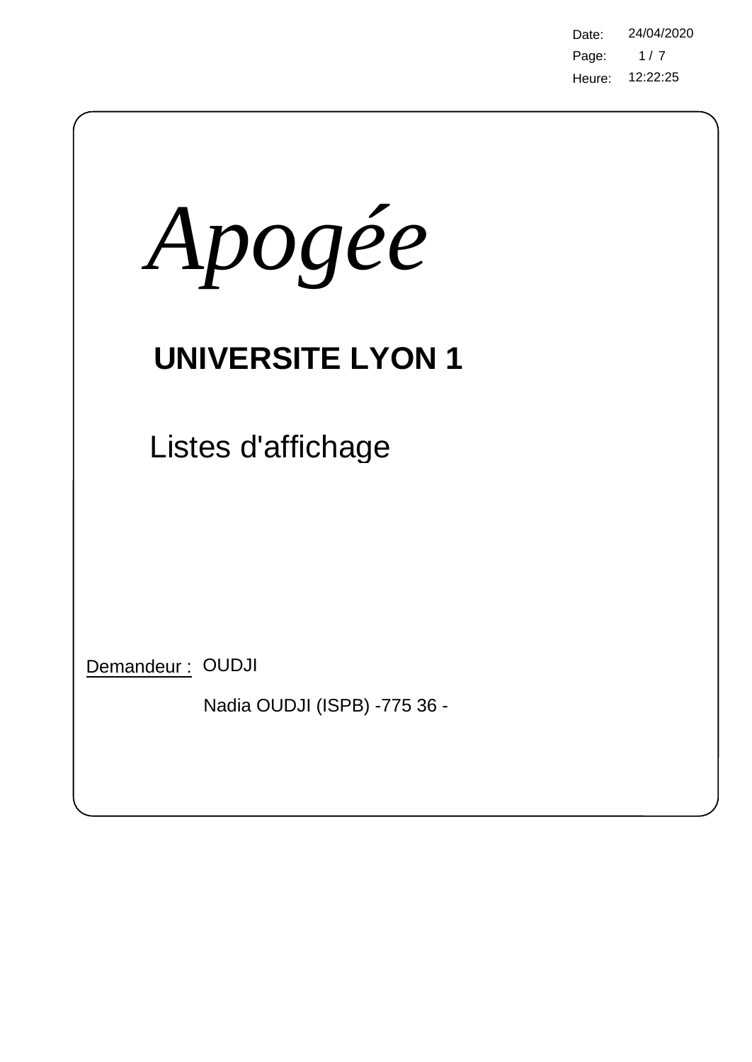Date: 24/04/2020
Heure: 12:22:25

# *Apogée*

## UNIVERSITE LYON 1

Listes d'affichage

Demandeur : OUDJI

Nadia OUDJI (ISPB) -775 36 -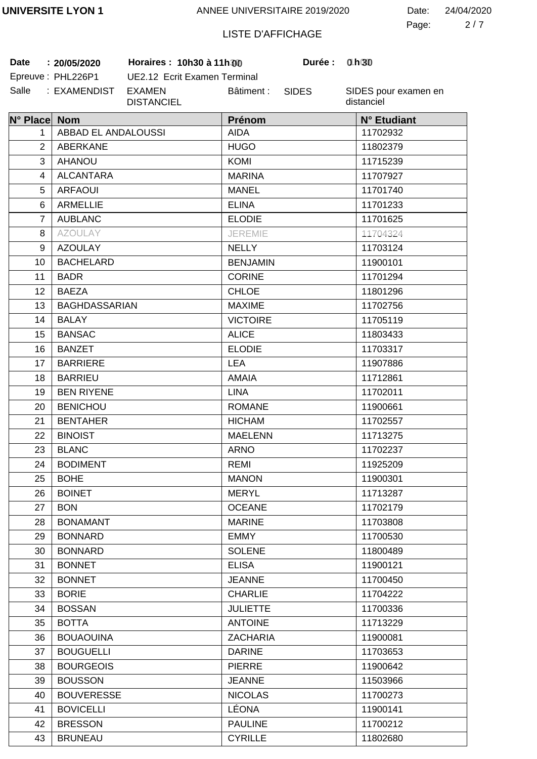UNIVERSITE LYON 1 — ANNEE UNIVERSITAIRE 2019/2020 — Date: 24/04/2020

LISTE D'AFFICHAGE

**Date** : **20/05/2020** **Horaires : 10h30 à 11h00** **Durée : 0 h 30**

Epreuve : PHL226P1 UE2.12 Ecrit Examen Terminal

Salle : EXAMENDIST EXAMEN DISTANCIEL Bâtiment : SIDES SIDES pour examen en distanciel

| N° Place | Nom | Prénom | N° Etudiant |
|---|---|---|---|
| 1 | ABBAD EL ANDALOUSSI | AIDA | 11702932 |
| 2 | ABERKANE | HUGO | 11802379 |
| 3 | AHANOU | KOMI | 11715239 |
| 4 | ALCANTARA | MARINA | 11707927 |
| 5 | ARFAOUI | MANEL | 11701740 |
| 6 | ARMELLIE | ELINA | 11701233 |
| 7 | AUBLANC | ELODIE | 11701625 |
| 8 | AZOULAY | JEREMIE | 11704324 |
| 9 | AZOULAY | NELLY | 11703124 |
| 10 | BACHELARD | BENJAMIN | 11900101 |
| 11 | BADR | CORINE | 11701294 |
| 12 | BAEZA | CHLOE | 11801296 |
| 13 | BAGHDASSARIAN | MAXIME | 11702756 |
| 14 | BALAY | VICTOIRE | 11705119 |
| 15 | BANSAC | ALICE | 11803433 |
| 16 | BANZET | ELODIE | 11703317 |
| 17 | BARRIERE | LEA | 11907886 |
| 18 | BARRIEU | AMAIA | 11712861 |
| 19 | BEN RIYENE | LINA | 11702011 |
| 20 | BENICHOU | ROMANE | 11900661 |
| 21 | BENTAHER | HICHAM | 11702557 |
| 22 | BINOIST | MAELENN | 11713275 |
| 23 | BLANC | ARNO | 11702237 |
| 24 | BODIMENT | REMI | 11925209 |
| 25 | BOHE | MANON | 11900301 |
| 26 | BOINET | MERYL | 11713287 |
| 27 | BON | OCEANE | 11702179 |
| 28 | BONAMANT | MARINE | 11703808 |
| 29 | BONNARD | EMMY | 11700530 |
| 30 | BONNARD | SOLENE | 11800489 |
| 31 | BONNET | ELISA | 11900121 |
| 32 | BONNET | JEANNE | 11700450 |
| 33 | BORIE | CHARLIE | 11704222 |
| 34 | BOSSAN | JULIETTE | 11700336 |
| 35 | BOTTA | ANTOINE | 11713229 |
| 36 | BOUAOUINA | ZACHARIA | 11900081 |
| 37 | BOUGUELLI | DARINE | 11703653 |
| 38 | BOURGEOIS | PIERRE | 11900642 |
| 39 | BOUSSON | JEANNE | 11503966 |
| 40 | BOUVERESSE | NICOLAS | 11700273 |
| 41 | BOVICELLI | LÉONA | 11900141 |
| 42 | BRESSON | PAULINE | 11700212 |
| 43 | BRUNEAU | CYRILLE | 11802680 |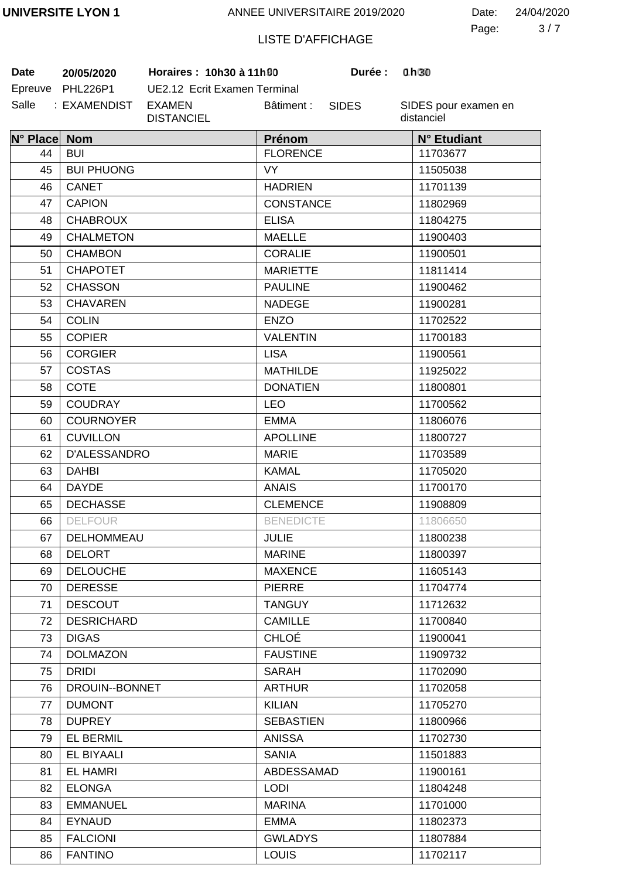UNIVERSITE LYON 1 — ANNEE UNIVERSITAIRE 2019/2020 — Date: 24/04/2020

LISTE D'AFFICHAGE

**Date** 20/05/2020 **Horaires : 10h30 à 11h00** **Durée : 0h30**

Epreuve PHL226P1 UE2.12 Ecrit Examen Terminal

Salle : EXAMENDIST EXAMEN DISTANCIEL Bâtiment : SIDES SIDES pour examen en distanciel

| N° Place | Nom | Prénom | N° Etudiant |
|---|---|---|---|
| 44 | BUI | FLORENCE | 11703677 |
| 45 | BUI PHUONG | VY | 11505038 |
| 46 | CANET | HADRIEN | 11701139 |
| 47 | CAPION | CONSTANCE | 11802969 |
| 48 | CHABROUX | ELISA | 11804275 |
| 49 | CHALMETON | MAELLE | 11900403 |
| 50 | CHAMBON | CORALIE | 11900501 |
| 51 | CHAPOTET | MARIETTE | 11811414 |
| 52 | CHASSON | PAULINE | 11900462 |
| 53 | CHAVAREN | NADEGE | 11900281 |
| 54 | COLIN | ENZO | 11702522 |
| 55 | COPIER | VALENTIN | 11700183 |
| 56 | CORGIER | LISA | 11900561 |
| 57 | COSTAS | MATHILDE | 11925022 |
| 58 | COTE | DONATIEN | 11800801 |
| 59 | COUDRAY | LEO | 11700562 |
| 60 | COURNOYER | EMMA | 11806076 |
| 61 | CUVILLON | APOLLINE | 11800727 |
| 62 | D'ALESSANDRO | MARIE | 11703589 |
| 63 | DAHBI | KAMAL | 11705020 |
| 64 | DAYDE | ANAIS | 11700170 |
| 65 | DECHASSE | CLEMENCE | 11908809 |
| 66 | DELFOUR | BENEDICTE | 11806650 |
| 67 | DELHOMMEAU | JULIE | 11800238 |
| 68 | DELORT | MARINE | 11800397 |
| 69 | DELOUCHE | MAXENCE | 11605143 |
| 70 | DERESSE | PIERRE | 11704774 |
| 71 | DESCOUT | TANGUY | 11712632 |
| 72 | DESRICHARD | CAMILLE | 11700840 |
| 73 | DIGAS | CHLOÉ | 11900041 |
| 74 | DOLMAZON | FAUSTINE | 11909732 |
| 75 | DRIDI | SARAH | 11702090 |
| 76 | DROUIN--BONNET | ARTHUR | 11702058 |
| 77 | DUMONT | KILIAN | 11705270 |
| 78 | DUPREY | SEBASTIEN | 11800966 |
| 79 | EL BERMIL | ANISSA | 11702730 |
| 80 | EL BIYAALI | SANIA | 11501883 |
| 81 | EL HAMRI | ABDESSAMAD | 11900161 |
| 82 | ELONGA | LODI | 11804248 |
| 83 | EMMANUEL | MARINA | 11701000 |
| 84 | EYNAUD | EMMA | 11802373 |
| 85 | FALCIONI | GWLADYS | 11807884 |
| 86 | FANTINO | LOUIS | 11702117 |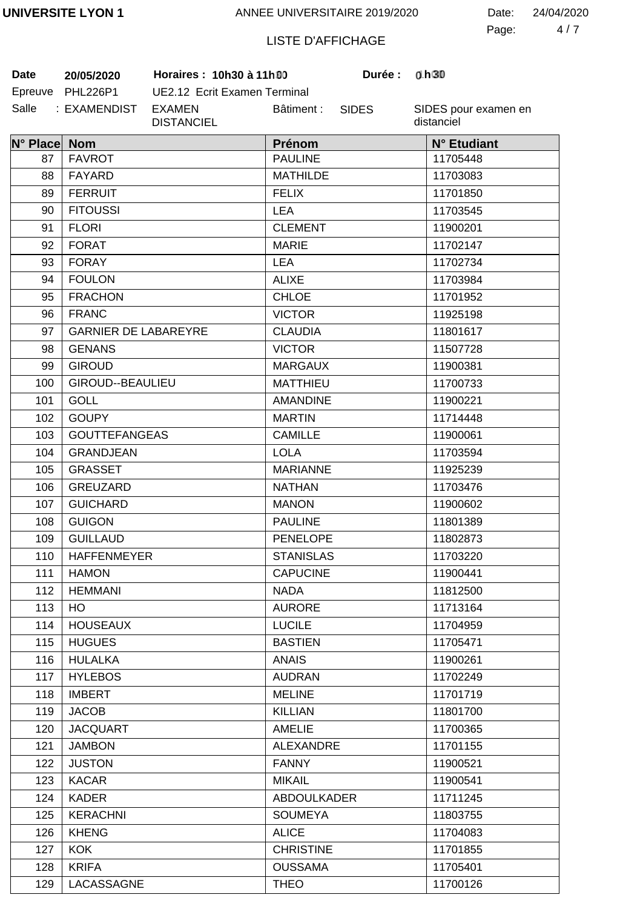UNIVERSITE LYON 1 — ANNEE UNIVERSITAIRE 2019/2020 — Date: 24/04/2020

LISTE D'AFFICHAGE

**Date** 20/05/2020 — **Horaires : 10h30 à 11h00** — **Durée : 0h30**

Epreuve PHL226P1 — UE2.12 Ecrit Examen Terminal

Salle : EXAMENDIST — EXAMEN DISTANCIEL — Bâtiment : SIDES — SIDES pour examen en distanciel

| N° Place | Nom | Prénom | N° Etudiant |
|---|---|---|---|
| 87 | FAVROT | PAULINE | 11705448 |
| 88 | FAYARD | MATHILDE | 11703083 |
| 89 | FERRUIT | FELIX | 11701850 |
| 90 | FITOUSSI | LEA | 11703545 |
| 91 | FLORI | CLEMENT | 11900201 |
| 92 | FORAT | MARIE | 11702147 |
| 93 | FORAY | LEA | 11702734 |
| 94 | FOULON | ALIXE | 11703984 |
| 95 | FRACHON | CHLOE | 11701952 |
| 96 | FRANC | VICTOR | 11925198 |
| 97 | GARNIER DE LABAREYRE | CLAUDIA | 11801617 |
| 98 | GENANS | VICTOR | 11507728 |
| 99 | GIROUD | MARGAUX | 11900381 |
| 100 | GIROUD--BEAULIEU | MATTHIEU | 11700733 |
| 101 | GOLL | AMANDINE | 11900221 |
| 102 | GOUPY | MARTIN | 11714448 |
| 103 | GOUTTEFANGEAS | CAMILLE | 11900061 |
| 104 | GRANDJEAN | LOLA | 11703594 |
| 105 | GRASSET | MARIANNE | 11925239 |
| 106 | GREUZARD | NATHAN | 11703476 |
| 107 | GUICHARD | MANON | 11900602 |
| 108 | GUIGON | PAULINE | 11801389 |
| 109 | GUILLAUD | PENELOPE | 11802873 |
| 110 | HAFFENMEYER | STANISLAS | 11703220 |
| 111 | HAMON | CAPUCINE | 11900441 |
| 112 | HEMMANI | NADA | 11812500 |
| 113 | HO | AURORE | 11713164 |
| 114 | HOUSEAUX | LUCILE | 11704959 |
| 115 | HUGUES | BASTIEN | 11705471 |
| 116 | HULALKA | ANAIS | 11900261 |
| 117 | HYLEBOS | AUDRAN | 11702249 |
| 118 | IMBERT | MELINE | 11701719 |
| 119 | JACOB | KILLIAN | 11801700 |
| 120 | JACQUART | AMELIE | 11700365 |
| 121 | JAMBON | ALEXANDRE | 11701155 |
| 122 | JUSTON | FANNY | 11900521 |
| 123 | KACAR | MIKAIL | 11900541 |
| 124 | KADER | ABDOULKADER | 11711245 |
| 125 | KERACHNI | SOUMEYA | 11803755 |
| 126 | KHENG | ALICE | 11704083 |
| 127 | KOK | CHRISTINE | 11701855 |
| 128 | KRIFA | OUSSAMA | 11705401 |
| 129 | LACASSAGNE | THEO | 11700126 |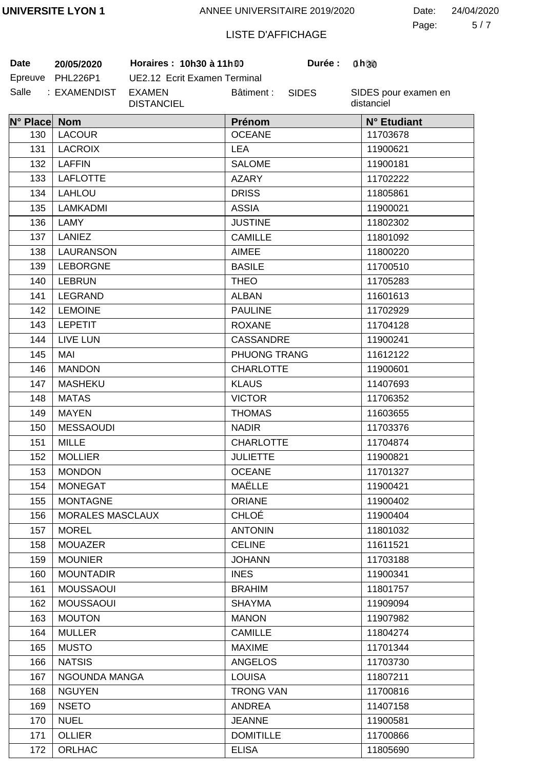UNIVERSITE LYON 1 — ANNEE UNIVERSITAIRE 2019/2020 — Date: 24/04/2020

LISTE D'AFFICHAGE

**Date** 20/05/2020 **Horaires :** 10h30 à 11h00 **Durée :** 0h30

Epreuve PHL226P1 UE2.12 Ecrit Examen Terminal

Salle : EXAMENDIST EXAMEN DISTANCIEL Bâtiment : SIDES SIDES pour examen en distanciel

| N° Place | Nom | Prénom | N° Etudiant |
|---|---|---|---|
| 130 | LACOUR | OCEANE | 11703678 |
| 131 | LACROIX | LEA | 11900621 |
| 132 | LAFFIN | SALOME | 11900181 |
| 133 | LAFLOTTE | AZARY | 11702222 |
| 134 | LAHLOU | DRISS | 11805861 |
| 135 | LAMKADMI | ASSIA | 11900021 |
| 136 | LAMY | JUSTINE | 11802302 |
| 137 | LANIEZ | CAMILLE | 11801092 |
| 138 | LAURANSON | AIMEE | 11800220 |
| 139 | LEBORGNE | BASILE | 11700510 |
| 140 | LEBRUN | THEO | 11705283 |
| 141 | LEGRAND | ALBAN | 11601613 |
| 142 | LEMOINE | PAULINE | 11702929 |
| 143 | LEPETIT | ROXANE | 11704128 |
| 144 | LIVE LUN | CASSANDRE | 11900241 |
| 145 | MAI | PHUONG TRANG | 11612122 |
| 146 | MANDON | CHARLOTTE | 11900601 |
| 147 | MASHEKU | KLAUS | 11407693 |
| 148 | MATAS | VICTOR | 11706352 |
| 149 | MAYEN | THOMAS | 11603655 |
| 150 | MESSAOUDI | NADIR | 11703376 |
| 151 | MILLE | CHARLOTTE | 11704874 |
| 152 | MOLLIER | JULIETTE | 11900821 |
| 153 | MONDON | OCEANE | 11701327 |
| 154 | MONEGAT | MAËLLE | 11900421 |
| 155 | MONTAGNE | ORIANE | 11900402 |
| 156 | MORALES MASCLAUX | CHLOÉ | 11900404 |
| 157 | MOREL | ANTONIN | 11801032 |
| 158 | MOUAZER | CELINE | 11611521 |
| 159 | MOUNIER | JOHANN | 11703188 |
| 160 | MOUNTADIR | INES | 11900341 |
| 161 | MOUSSAOUI | BRAHIM | 11801757 |
| 162 | MOUSSAOUI | SHAYMA | 11909094 |
| 163 | MOUTON | MANON | 11907982 |
| 164 | MULLER | CAMILLE | 11804274 |
| 165 | MUSTO | MAXIME | 11701344 |
| 166 | NATSIS | ANGELOS | 11703730 |
| 167 | NGOUNDA MANGA | LOUISA | 11807211 |
| 168 | NGUYEN | TRONG VAN | 11700816 |
| 169 | NSETO | ANDREA | 11407158 |
| 170 | NUEL | JEANNE | 11900581 |
| 171 | OLLIER | DOMITILLE | 11700866 |
| 172 | ORLHAC | ELISA | 11805690 |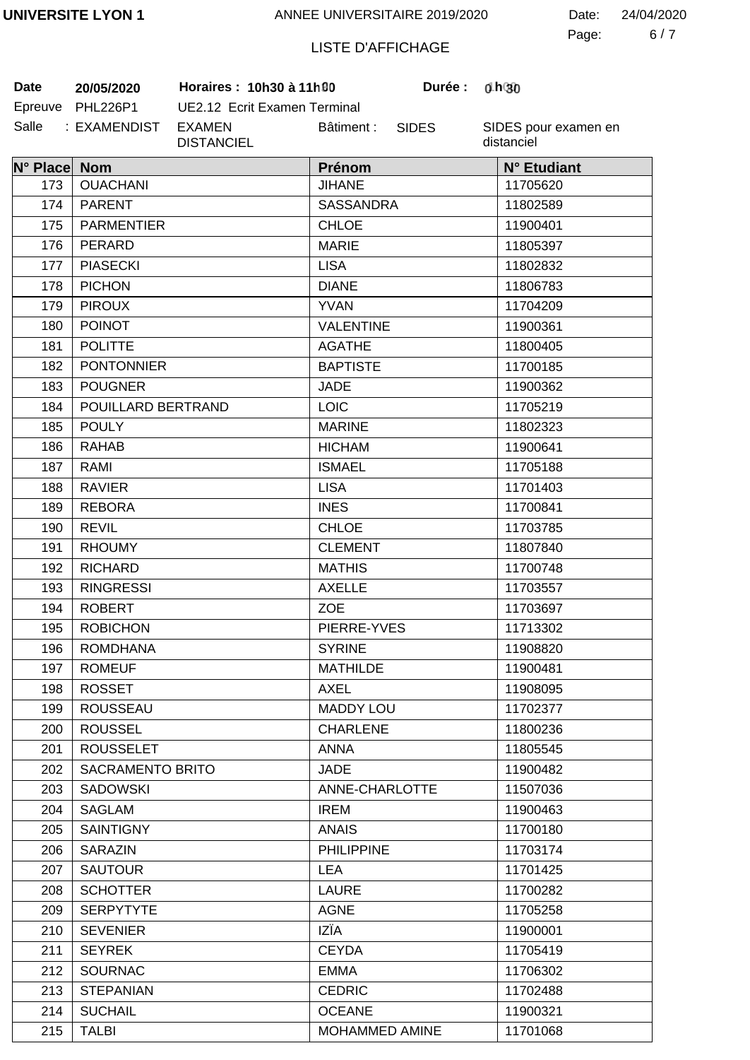UNIVERSITE LYON 1 — ANNEE UNIVERSITAIRE 2019/2020 — Date: 24/04/2020

LISTE D'AFFICHAGE

**Date** **20/05/2020** **Horaires : 10h30 à 11h00** **Durée : 0 h 30**

Epreuve PHL226P1 UE2.12 Ecrit Examen Terminal

Salle : EXAMENDIST EXAMEN DISTANCIEL Bâtiment : SIDES SIDES pour examen en distanciel

| N° Place | Nom | Prénom | N° Etudiant |
|---|---|---|---|
| 173 | OUACHANI | JIHANE | 11705620 |
| 174 | PARENT | SASSANDRA | 11802589 |
| 175 | PARMENTIER | CHLOE | 11900401 |
| 176 | PERARD | MARIE | 11805397 |
| 177 | PIASECKI | LISA | 11802832 |
| 178 | PICHON | DIANE | 11806783 |
| 179 | PIROUX | YVAN | 11704209 |
| 180 | POINOT | VALENTINE | 11900361 |
| 181 | POLITTE | AGATHE | 11800405 |
| 182 | PONTONNIER | BAPTISTE | 11700185 |
| 183 | POUGNER | JADE | 11900362 |
| 184 | POUILLARD BERTRAND | LOIC | 11705219 |
| 185 | POULY | MARINE | 11802323 |
| 186 | RAHAB | HICHAM | 11900641 |
| 187 | RAMI | ISMAEL | 11705188 |
| 188 | RAVIER | LISA | 11701403 |
| 189 | REBORA | INES | 11700841 |
| 190 | REVIL | CHLOE | 11703785 |
| 191 | RHOUMY | CLEMENT | 11807840 |
| 192 | RICHARD | MATHIS | 11700748 |
| 193 | RINGRESSI | AXELLE | 11703557 |
| 194 | ROBERT | ZOE | 11703697 |
| 195 | ROBICHON | PIERRE-YVES | 11713302 |
| 196 | ROMDHANA | SYRINE | 11908820 |
| 197 | ROMEUF | MATHILDE | 11900481 |
| 198 | ROSSET | AXEL | 11908095 |
| 199 | ROUSSEAU | MADDY LOU | 11702377 |
| 200 | ROUSSEL | CHARLENE | 11800236 |
| 201 | ROUSSELET | ANNA | 11805545 |
| 202 | SACRAMENTO BRITO | JADE | 11900482 |
| 203 | SADOWSKI | ANNE-CHARLOTTE | 11507036 |
| 204 | SAGLAM | IREM | 11900463 |
| 205 | SAINTIGNY | ANAIS | 11700180 |
| 206 | SARAZIN | PHILIPPINE | 11703174 |
| 207 | SAUTOUR | LEA | 11701425 |
| 208 | SCHOTTER | LAURE | 11700282 |
| 209 | SERPYTYTE | AGNE | 11705258 |
| 210 | SEVENIER | IZÏA | 11900001 |
| 211 | SEYREK | CEYDA | 11705419 |
| 212 | SOURNAC | EMMA | 11706302 |
| 213 | STEPANIAN | CEDRIC | 11702488 |
| 214 | SUCHAIL | OCEANE | 11900321 |
| 215 | TALBI | MOHAMMED AMINE | 11701068 |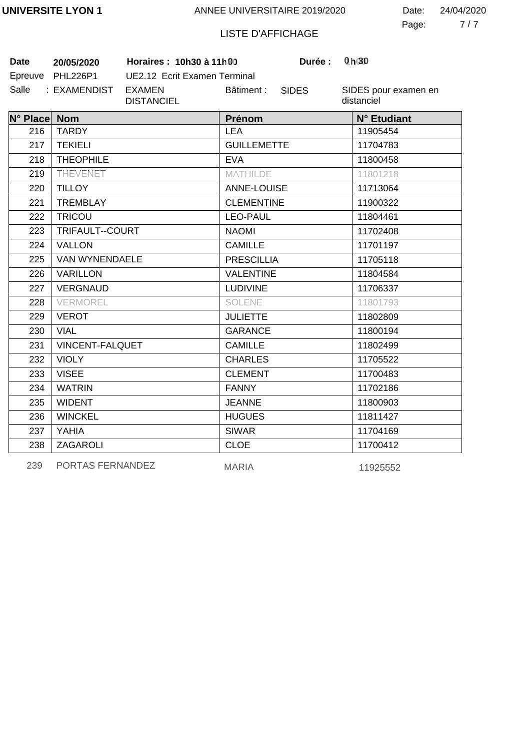**UNIVERSITE LYON 1** ANNEE UNIVERSITAIRE 2019/2020 Date: 24/04/2020

LISTE D'AFFICHAGE

**Date** **20/05/2020** **Horaires : 10h30 à 11h00** **Durée : 0h30**

Epreuve PHL226P1 UE2.12 Ecrit Examen Terminal

Salle : EXAMENDIST EXAMEN DISTANCIEL Bâtiment : SIDES SIDES pour examen en distanciel

| N° Place | Nom | Prénom | N° Etudiant |
|---|---|---|---|
| 216 | TARDY | LEA | 11905454 |
| 217 | TEKIELI | GUILLEMETTE | 11704783 |
| 218 | THEOPHILE | EVA | 11800458 |
| 219 | THEVENET | MATHILDE | 11801218 |
| 220 | TILLOY | ANNE-LOUISE | 11713064 |
| 221 | TREMBLAY | CLEMENTINE | 11900322 |
| 222 | TRICOU | LEO-PAUL | 11804461 |
| 223 | TRIFAULT--COURT | NAOMI | 11702408 |
| 224 | VALLON | CAMILLE | 11701197 |
| 225 | VAN WYNENDAELE | PRESCILLIA | 11705118 |
| 226 | VARILLON | VALENTINE | 11804584 |
| 227 | VERGNAUD | LUDIVINE | 11706337 |
| 228 | VERMOREL | SOLENE | 11801793 |
| 229 | VEROT | JULIETTE | 11802809 |
| 230 | VIAL | GARANCE | 11800194 |
| 231 | VINCENT-FALQUET | CAMILLE | 11802499 |
| 232 | VIOLY | CHARLES | 11705522 |
| 233 | VISEE | CLEMENT | 11700483 |
| 234 | WATRIN | FANNY | 11702186 |
| 235 | WIDENT | JEANNE | 11800903 |
| 236 | WINCKEL | HUGUES | 11811427 |
| 237 | YAHIA | SIWAR | 11704169 |
| 238 | ZAGAROLI | CLOE | 11700412 |
| 239 | PORTAS FERNANDEZ | MARIA | 11925552 |